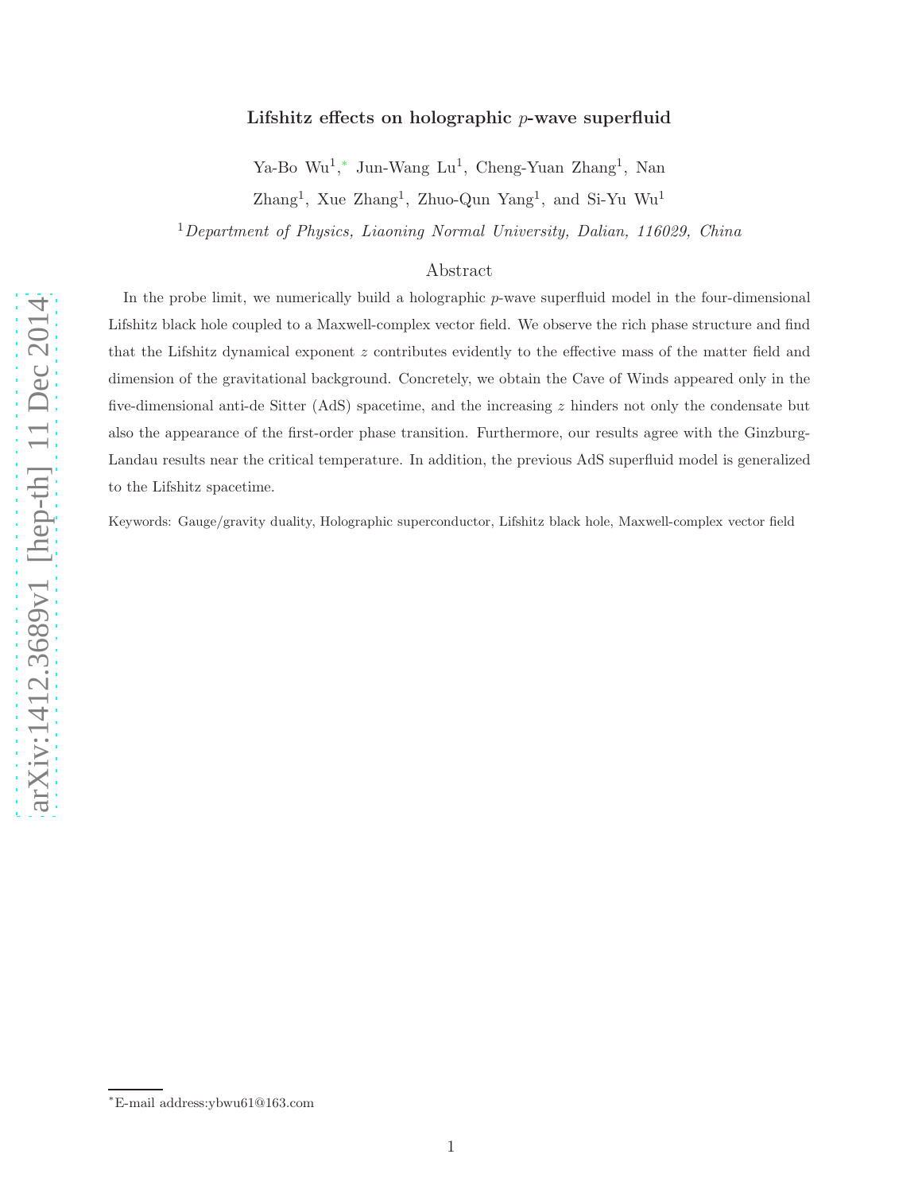# Lifshitz effects on holographic $p$-wave superfluid

Ya-Bo Wu[1,*], Jun-Wang Lu[1], Cheng-Yuan Zhang[1], Nan Zhang[1], Xue Zhang[1], Zhuo-Qun Yang[1], and Si-Yu Wu[1]

[1] *Department of Physics, Liaoning Normal University, Dalian, 116029, China*

## Abstract

In the probe limit, we numerically build a holographic $p$-wave superfluid model in the four-dimensional Lifshitz black hole coupled to a Maxwell-complex vector field. We observe the rich phase structure and find that the Lifshitz dynamical exponent $z$ contributes evidently to the effective mass of the matter field and dimension of the gravitational background. Concretely, we obtain the Cave of Winds appeared only in the five-dimensional anti-de Sitter (AdS) spacetime, and the increasing $z$ hinders not only the condensate but also the appearance of the first-order phase transition. Furthermore, our results agree with the Ginzburg-Landau results near the critical temperature. In addition, the previous AdS superfluid model is generalized to the Lifshitz spacetime.

Keywords: Gauge/gravity duality, Holographic superconductor, Lifshitz black hole, Maxwell-complex vector field

---

[*] E-mail address:ybwu61@163.com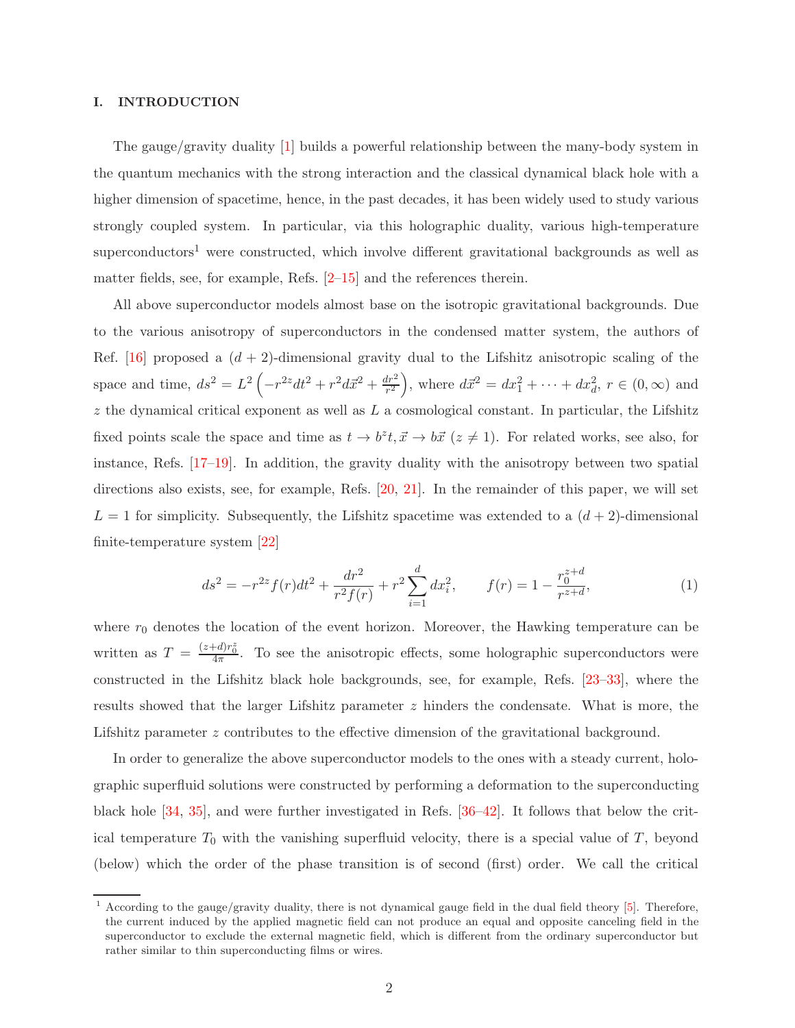## I. INTRODUCTION

The gauge/gravity duality [1] builds a powerful relationship between the many-body system in the quantum mechanics with the strong interaction and the classical dynamical black hole with a higher dimension of spacetime, hence, in the past decades, it has been widely used to study various strongly coupled system. In particular, via this holographic duality, various high-temperature superconductors[1] were constructed, which involve different gravitational backgrounds as well as matter fields, see, for example, Refs. [2–15] and the references therein.

All above superconductor models almost base on the isotropic gravitational backgrounds. Due to the various anisotropy of superconductors in the condensed matter system, the authors of Ref. [16] proposed a $(d+2)$-dimensional gravity dual to the Lifshitz anisotropic scaling of the space and time, $ds^2 = L^2\left(-r^{2z}dt^2 + r^2 d\vec{x}^2 + \frac{dr^2}{r^2}\right)$, where $d\vec{x}^2 = dx_1^2 + \cdots + dx_d^2$, $r \in (0, \infty)$ and $z$ the dynamical critical exponent as well as $L$ a cosmological constant. In particular, the Lifshitz fixed points scale the space and time as $t \to b^z t, \vec{x} \to b\vec{x}$ $(z \neq 1)$. For related works, see also, for instance, Refs. [17–19]. In addition, the gravity duality with the anisotropy between two spatial directions also exists, see, for example, Refs. [20, 21]. In the remainder of this paper, we will set $L = 1$ for simplicity. Subsequently, the Lifshitz spacetime was extended to a $(d+2)$-dimensional finite-temperature system [22]

$$ds^2 = -r^{2z} f(r) dt^2 + \frac{dr^2}{r^2 f(r)} + r^2 \sum_{i=1}^{d} dx_i^2, \qquad f(r) = 1 - \frac{r_0^{z+d}}{r^{z+d}}, \tag{1}$$

where $r_0$ denotes the location of the event horizon. Moreover, the Hawking temperature can be written as $T = \frac{(z+d)r_0^z}{4\pi}$. To see the anisotropic effects, some holographic superconductors were constructed in the Lifshitz black hole backgrounds, see, for example, Refs. [23–33], where the results showed that the larger Lifshitz parameter $z$ hinders the condensate. What is more, the Lifshitz parameter $z$ contributes to the effective dimension of the gravitational background.

In order to generalize the above superconductor models to the ones with a steady current, holographic superfluid solutions were constructed by performing a deformation to the superconducting black hole [34, 35], and were further investigated in Refs. [36–42]. It follows that below the critical temperature $T_0$ with the vanishing superfluid velocity, there is a special value of $T$, beyond (below) which the order of the phase transition is of second (first) order. We call the critical

---

[1] According to the gauge/gravity duality, there is not dynamical gauge field in the dual field theory [5]. Therefore, the current induced by the applied magnetic field can not produce an equal and opposite canceling field in the superconductor to exclude the external magnetic field, which is different from the ordinary superconductor but rather similar to thin superconducting films or wires.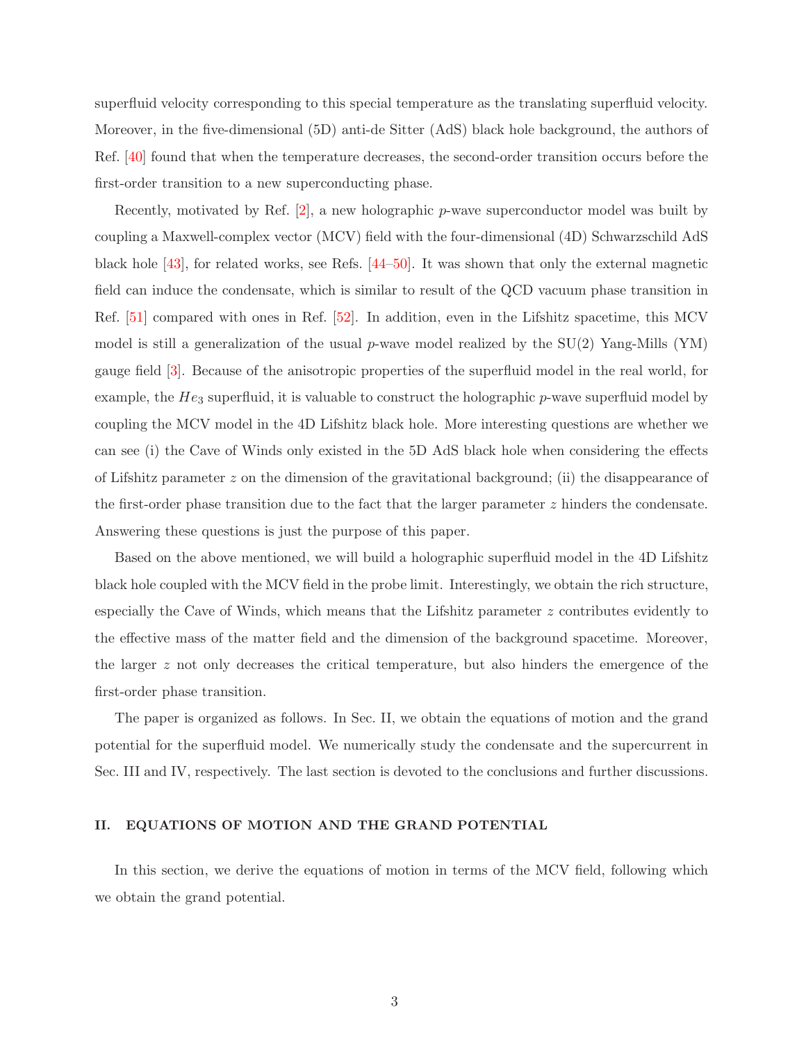superfluid velocity corresponding to this special temperature as the translating superfluid velocity. Moreover, in the five-dimensional (5D) anti-de Sitter (AdS) black hole background, the authors of Ref. [40] found that when the temperature decreases, the second-order transition occurs before the first-order transition to a new superconducting phase.

Recently, motivated by Ref. [2], a new holographic $p$-wave superconductor model was built by coupling a Maxwell-complex vector (MCV) field with the four-dimensional (4D) Schwarzschild AdS black hole [43], for related works, see Refs. [44–50]. It was shown that only the external magnetic field can induce the condensate, which is similar to result of the QCD vacuum phase transition in Ref. [51] compared with ones in Ref. [52]. In addition, even in the Lifshitz spacetime, this MCV model is still a generalization of the usual $p$-wave model realized by the SU(2) Yang-Mills (YM) gauge field [3]. Because of the anisotropic properties of the superfluid model in the real world, for example, the $He_3$ superfluid, it is valuable to construct the holographic $p$-wave superfluid model by coupling the MCV model in the 4D Lifshitz black hole. More interesting questions are whether we can see (i) the Cave of Winds only existed in the 5D AdS black hole when considering the effects of Lifshitz parameter $z$ on the dimension of the gravitational background; (ii) the disappearance of the first-order phase transition due to the fact that the larger parameter $z$ hinders the condensate. Answering these questions is just the purpose of this paper.

Based on the above mentioned, we will build a holographic superfluid model in the 4D Lifshitz black hole coupled with the MCV field in the probe limit. Interestingly, we obtain the rich structure, especially the Cave of Winds, which means that the Lifshitz parameter $z$ contributes evidently to the effective mass of the matter field and the dimension of the background spacetime. Moreover, the larger $z$ not only decreases the critical temperature, but also hinders the emergence of the first-order phase transition.

The paper is organized as follows. In Sec. II, we obtain the equations of motion and the grand potential for the superfluid model. We numerically study the condensate and the supercurrent in Sec. III and IV, respectively. The last section is devoted to the conclusions and further discussions.

## II. EQUATIONS OF MOTION AND THE GRAND POTENTIAL

In this section, we derive the equations of motion in terms of the MCV field, following which we obtain the grand potential.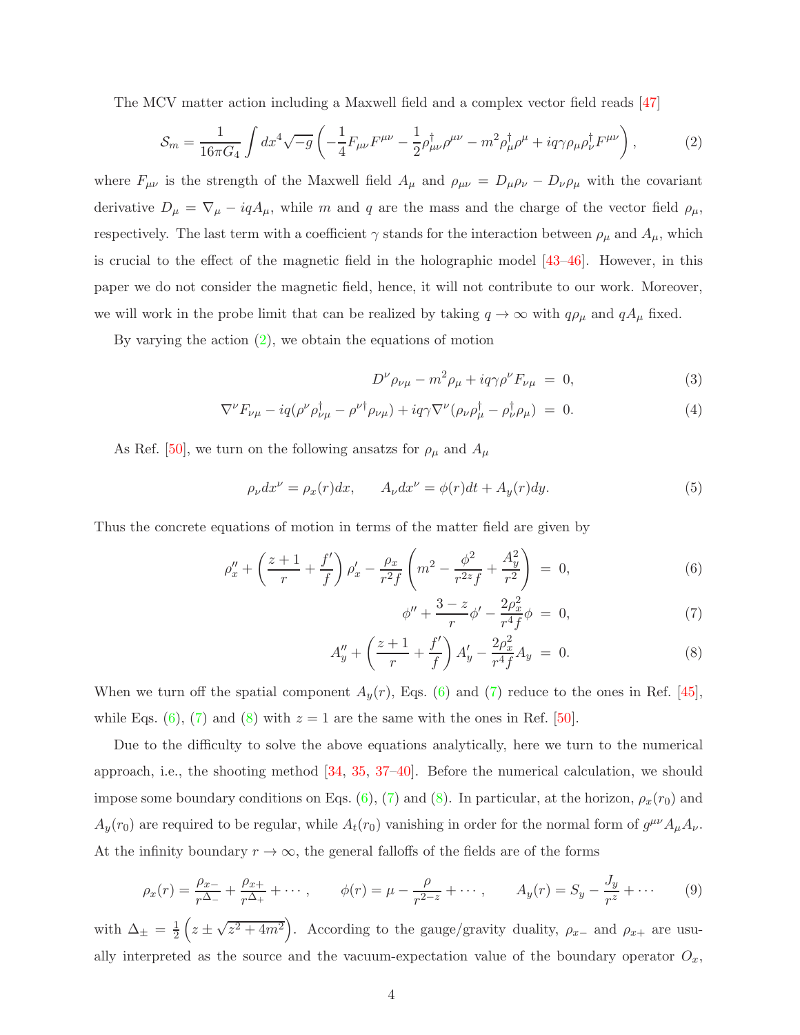The MCV matter action including a Maxwell field and a complex vector field reads [47]

$$\mathcal{S}_m = \frac{1}{16\pi G_4}\int dx^4\sqrt{-g}\left(-\frac{1}{4}F_{\mu\nu}F^{\mu\nu} - \frac{1}{2}\rho^\dagger_{\mu\nu}\rho^{\mu\nu} - m^2\rho^\dagger_\mu\rho^\mu + iq\gamma\rho_\mu\rho^\dagger_\nu F^{\mu\nu}\right), \tag{2}$$

where $F_{\mu\nu}$ is the strength of the Maxwell field $A_\mu$ and $\rho_{\mu\nu} = D_\mu\rho_\nu - D_\nu\rho_\mu$ with the covariant derivative $D_\mu = \nabla_\mu - iqA_\mu$, while $m$ and $q$ are the mass and the charge of the vector field $\rho_\mu$, respectively. The last term with a coefficient $\gamma$ stands for the interaction between $\rho_\mu$ and $A_\mu$, which is crucial to the effect of the magnetic field in the holographic model [43–46]. However, in this paper we do not consider the magnetic field, hence, it will not contribute to our work. Moreover, we will work in the probe limit that can be realized by taking $q \to \infty$ with $q\rho_\mu$ and $qA_\mu$ fixed.

By varying the action (2), we obtain the equations of motion

$$D^\nu\rho_{\nu\mu} - m^2\rho_\mu + iq\gamma\rho^\nu F_{\nu\mu} \;=\; 0, \tag{3}$$

$$\nabla^\nu F_{\nu\mu} - iq(\rho^\nu\rho^\dagger_{\nu\mu} - \rho^{\nu\dagger}\rho_{\nu\mu}) + iq\gamma\nabla^\nu(\rho_\nu\rho^\dagger_\mu - \rho^\dagger_\nu\rho_\mu) \;=\; 0. \tag{4}$$

As Ref. [50], we turn on the following ansatzs for $\rho_\mu$ and $A_\mu$

$$\rho_\nu dx^\nu = \rho_x(r)dx, \qquad A_\nu dx^\nu = \phi(r)dt + A_y(r)dy. \tag{5}$$

Thus the concrete equations of motion in terms of the matter field are given by

$$\rho_x'' + \left(\frac{z+1}{r} + \frac{f'}{f}\right)\rho_x' - \frac{\rho_x}{r^2 f}\left(m^2 - \frac{\phi^2}{r^{2z}f} + \frac{A_y^2}{r^2}\right) \;=\; 0, \tag{6}$$

$$\phi'' + \frac{3-z}{r}\phi' - \frac{2\rho_x^2}{r^4 f}\phi \;=\; 0, \tag{7}$$

$$A_y'' + \left(\frac{z+1}{r} + \frac{f'}{f}\right)A_y' - \frac{2\rho_x^2}{r^4 f}A_y \;=\; 0. \tag{8}$$

When we turn off the spatial component $A_y(r)$, Eqs. (6) and (7) reduce to the ones in Ref. [45], while Eqs. (6), (7) and (8) with $z = 1$ are the same with the ones in Ref. [50].

Due to the difficulty to solve the above equations analytically, here we turn to the numerical approach, i.e., the shooting method [34, 35, 37–40]. Before the numerical calculation, we should impose some boundary conditions on Eqs. (6), (7) and (8). In particular, at the horizon, $\rho_x(r_0)$ and $A_y(r_0)$ are required to be regular, while $A_t(r_0)$ vanishing in order for the normal form of $g^{\mu\nu}A_\mu A_\nu$. At the infinity boundary $r \to \infty$, the general falloffs of the fields are of the forms

$$\rho_x(r) = \frac{\rho_{x-}}{r^{\Delta_-}} + \frac{\rho_{x+}}{r^{\Delta_+}} + \cdots, \qquad \phi(r) = \mu - \frac{\rho}{r^{2-z}} + \cdots, \qquad A_y(r) = S_y - \frac{J_y}{r^z} + \cdots \tag{9}$$

with $\Delta_\pm = \frac{1}{2}\left(z \pm \sqrt{z^2 + 4m^2}\right)$. According to the gauge/gravity duality, $\rho_{x-}$ and $\rho_{x+}$ are usually interpreted as the source and the vacuum-expectation value of the boundary operator $O_x$,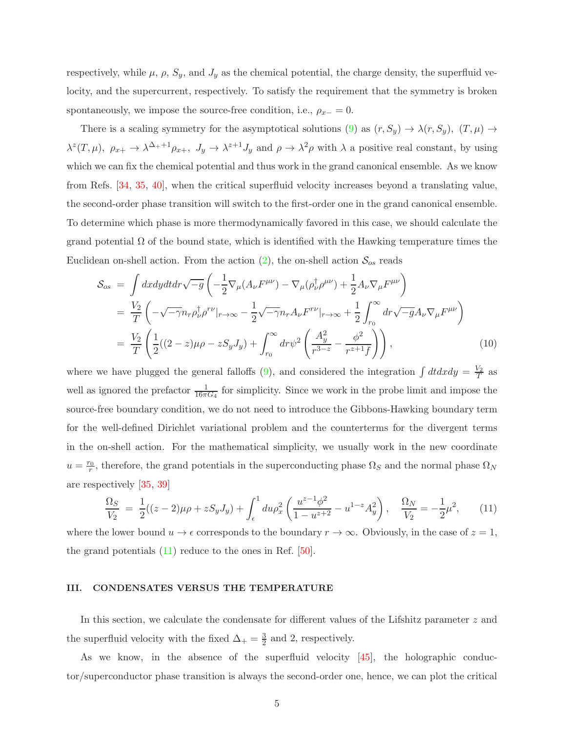respectively, while $\mu$, $\rho$, $S_y$, and $J_y$ as the chemical potential, the charge density, the superfluid velocity, and the supercurrent, respectively. To satisfy the requirement that the symmetry is broken spontaneously, we impose the source-free condition, i.e., $\rho_{x-}=0$.

There is a scaling symmetry for the asymptotical solutions (9) as $(r, S_y) \to \lambda(r, S_y)$, $(T, \mu) \to \lambda^z(T, \mu)$, $\rho_{x+} \to \lambda^{\Delta_+ +1}\rho_{x+}$, $J_y \to \lambda^{z+1} J_y$ and $\rho \to \lambda^2 \rho$ with $\lambda$ a positive real constant, by using which we can fix the chemical potential and thus work in the grand canonical ensemble. As we know from Refs. [34, 35, 40], when the critical superfluid velocity increases beyond a translating value, the second-order phase transition will switch to the first-order one in the grand canonical ensemble. To determine which phase is more thermodynamically favored in this case, we should calculate the grand potential $\Omega$ of the bound state, which is identified with the Hawking temperature times the Euclidean on-shell action. From the action (2), the on-shell action $\mathcal{S}_{os}$ reads

$$
\begin{aligned}
\mathcal{S}_{os} &= \int dxdydtdr\sqrt{-g}\left(-\frac{1}{2}\nabla_\mu(A_\nu F^{\mu\nu}) - \nabla_\mu(\rho_\nu^\dagger \rho^{\mu\nu}) + \frac{1}{2}A_\nu \nabla_\mu F^{\mu\nu}\right) \\
&= \frac{V_2}{T}\left(-\sqrt{-\gamma}n_r \rho_\nu^\dagger \rho^{r\nu}|_{r\to\infty} - \frac{1}{2}\sqrt{-\gamma}n_r A_\nu F^{r\nu}|_{r\to\infty} + \frac{1}{2}\int_{r_0}^{\infty} dr\sqrt{-g}A_\nu \nabla_\mu F^{\mu\nu}\right) \\
&= \frac{V_2}{T}\left(\frac{1}{2}((2-z)\mu\rho - zS_yJ_y) + \int_{r_0}^{\infty} dr\psi^2\left(\frac{A_y^2}{r^{3-z}} - \frac{\phi^2}{r^{z+1}f}\right)\right), \qquad (10)
\end{aligned}
$$

where we have plugged the general falloffs (9), and considered the integration $\int dtdxdy = \frac{V_2}{T}$ as well as ignored the prefactor $\frac{1}{16\pi G_4}$ for simplicity. Since we work in the probe limit and impose the source-free boundary condition, we do not need to introduce the Gibbons-Hawking boundary term for the well-defined Dirichlet variational problem and the counterterms for the divergent terms in the on-shell action. For the mathematical simplicity, we usually work in the new coordinate $u = \frac{r_0}{r}$, therefore, the grand potentials in the superconducting phase $\Omega_S$ and the normal phase $\Omega_N$ are respectively [35, 39]

$$
\frac{\Omega_S}{V_2} = \frac{1}{2}((z-2)\mu\rho + zS_yJ_y) + \int_{\epsilon}^{1} du\rho_x^2\left(\frac{u^{z-1}\phi^2}{1-u^{z+2}} - u^{1-z}A_y^2\right), \quad \frac{\Omega_N}{V_2} = -\frac{1}{2}\mu^2, \qquad (11)
$$

where the lower bound $u \to \epsilon$ corresponds to the boundary $r \to \infty$. Obviously, in the case of $z = 1$, the grand potentials (11) reduce to the ones in Ref. [50].

## III. CONDENSATES VERSUS THE TEMPERATURE

In this section, we calculate the condensate for different values of the Lifshitz parameter $z$ and the superfluid velocity with the fixed $\Delta_+ = \frac{3}{2}$ and 2, respectively.

As we know, in the absence of the superfluid velocity [45], the holographic conductor/superconductor phase transition is always the second-order one, hence, we can plot the critical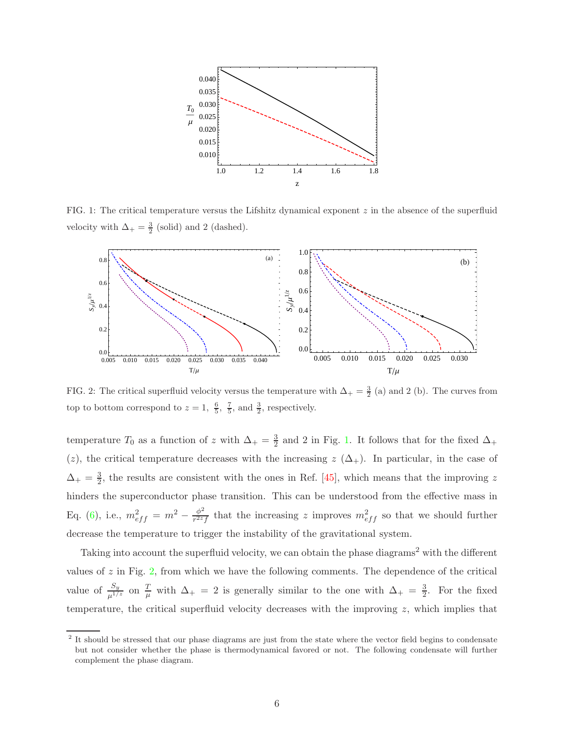FIG. 1: The critical temperature versus the Lifshitz dynamical exponent $z$ in the absence of the superfluid velocity with $\Delta_+ = \frac{3}{2}$ (solid) and 2 (dashed).

FIG. 2: The critical superfluid velocity versus the temperature with $\Delta_+ = \frac{3}{2}$ (a) and 2 (b). The curves from top to bottom correspond to $z = 1,\ \frac{6}{5},\ \frac{7}{5}$, and $\frac{3}{2}$, respectively.

temperature $T_0$ as a function of $z$ with $\Delta_+ = \frac{3}{2}$ and 2 in Fig. 1. It follows that for the fixed $\Delta_+$ ($z$), the critical temperature decreases with the increasing $z$ ($\Delta_+$). In particular, in the case of $\Delta_+ = \frac{3}{2}$, the results are consistent with the ones in Ref. [45], which means that the improving $z$ hinders the superconductor phase transition. This can be understood from the effective mass in Eq. (6), i.e., $m_{eff}^2 = m^2 - \frac{\phi^2}{r^{2z}f}$ that the increasing $z$ improves $m_{eff}^2$ so that we should further decrease the temperature to trigger the instability of the gravitational system.

Taking into account the superfluid velocity, we can obtain the phase diagrams[2] with the different values of $z$ in Fig. 2, from which we have the following comments. The dependence of the critical value of $\frac{S_y}{\mu^{1/z}}$ on $\frac{T}{\mu}$ with $\Delta_+ = 2$ is generally similar to the one with $\Delta_+ = \frac{3}{2}$. For the fixed temperature, the critical superfluid velocity decreases with the improving $z$, which implies that

[2] It should be stressed that our phase diagrams are just from the state where the vector field begins to condensate but not consider whether the phase is thermodynamical favored or not. The following condensate will further complement the phase diagram.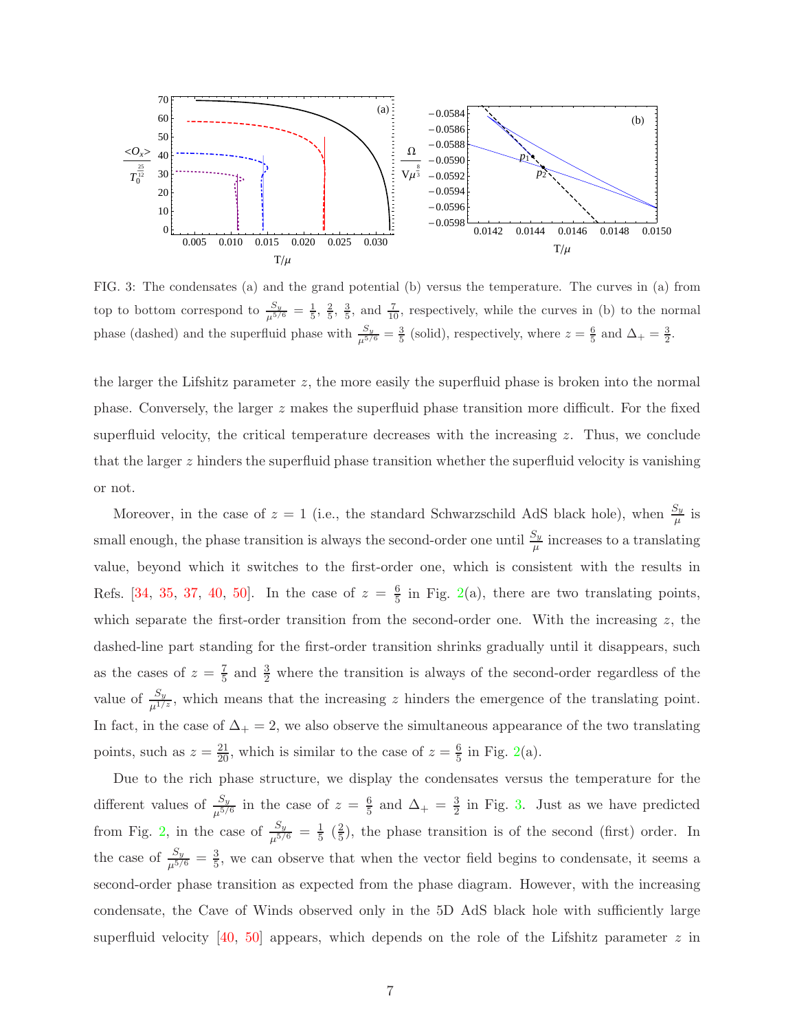FIG. 3: The condensates (a) and the grand potential (b) versus the temperature. The curves in (a) from top to bottom correspond to $\frac{S_y}{\mu^{5/6}} = \frac{1}{5}$, $\frac{2}{5}$, $\frac{3}{5}$, and $\frac{7}{10}$, respectively, while the curves in (b) to the normal phase (dashed) and the superfluid phase with $\frac{S_y}{\mu^{5/6}} = \frac{3}{5}$ (solid), respectively, where $z = \frac{6}{5}$ and $\Delta_+ = \frac{3}{2}$.

the larger the Lifshitz parameter $z$, the more easily the superfluid phase is broken into the normal phase. Conversely, the larger $z$ makes the superfluid phase transition more difficult. For the fixed superfluid velocity, the critical temperature decreases with the increasing $z$. Thus, we conclude that the larger $z$ hinders the superfluid phase transition whether the superfluid velocity is vanishing or not.

Moreover, in the case of $z = 1$ (i.e., the standard Schwarzschild AdS black hole), when $\frac{S_y}{\mu}$ is small enough, the phase transition is always the second-order one until $\frac{S_y}{\mu}$ increases to a translating value, beyond which it switches to the first-order one, which is consistent with the results in Refs. [34, 35, 37, 40, 50]. In the case of $z = \frac{6}{5}$ in Fig. 2(a), there are two translating points, which separate the first-order transition from the second-order one. With the increasing $z$, the dashed-line part standing for the first-order transition shrinks gradually until it disappears, such as the cases of $z = \frac{7}{5}$ and $\frac{3}{2}$ where the transition is always of the second-order regardless of the value of $\frac{S_y}{\mu^{1/z}}$, which means that the increasing $z$ hinders the emergence of the translating point. In fact, in the case of $\Delta_+ = 2$, we also observe the simultaneous appearance of the two translating points, such as $z = \frac{21}{20}$, which is similar to the case of $z = \frac{6}{5}$ in Fig. 2(a).

Due to the rich phase structure, we display the condensates versus the temperature for the different values of $\frac{S_y}{\mu^{5/6}}$ in the case of $z = \frac{6}{5}$ and $\Delta_+ = \frac{3}{2}$ in Fig. 3. Just as we have predicted from Fig. 2, in the case of $\frac{S_y}{\mu^{5/6}} = \frac{1}{5}$ ($\frac{2}{5}$), the phase transition is of the second (first) order. In the case of $\frac{S_y}{\mu^{5/6}} = \frac{3}{5}$, we can observe that when the vector field begins to condensate, it seems a second-order phase transition as expected from the phase diagram. However, with the increasing condensate, the Cave of Winds observed only in the 5D AdS black hole with sufficiently large superfluid velocity [40, 50] appears, which depends on the role of the Lifshitz parameter $z$ in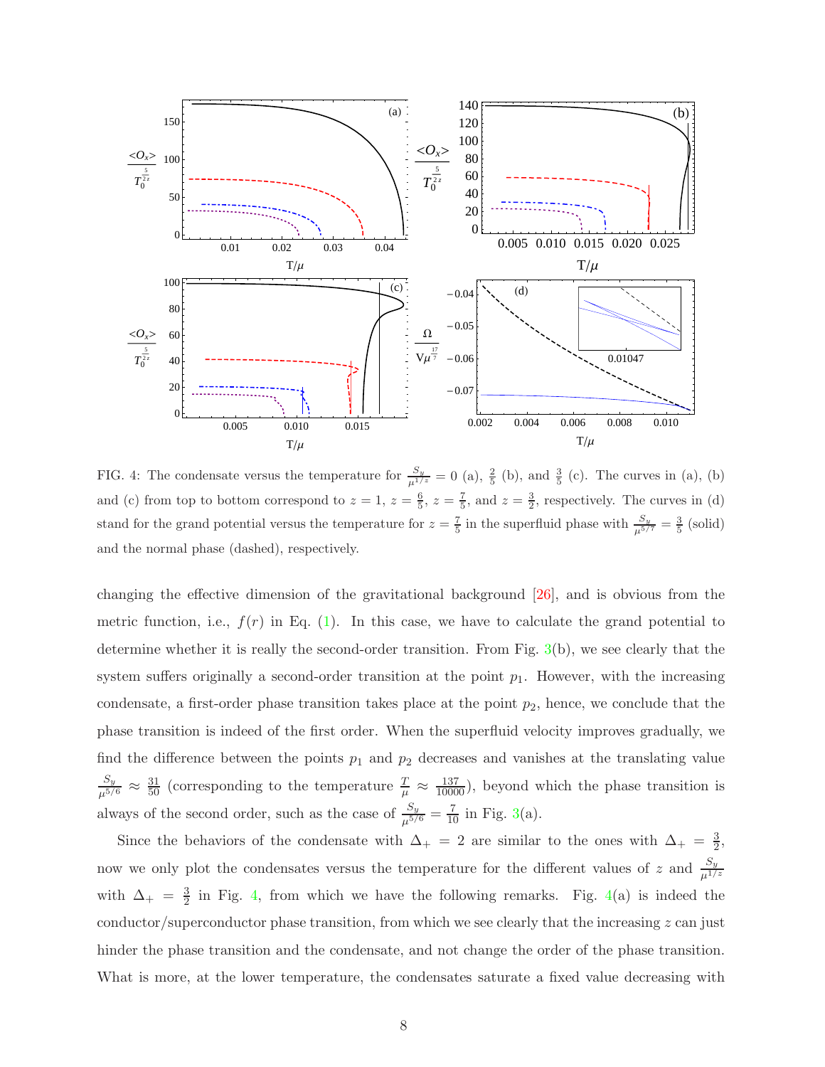FIG. 4: The condensate versus the temperature for $\frac{S_y}{\mu^{1/z}} = 0$ (a), $\frac{2}{5}$ (b), and $\frac{3}{5}$ (c). The curves in (a), (b) and (c) from top to bottom correspond to $z = 1$, $z = \frac{6}{5}$, $z = \frac{7}{5}$, and $z = \frac{3}{2}$, respectively. The curves in (d) stand for the grand potential versus the temperature for $z = \frac{7}{5}$ in the superfluid phase with $\frac{S_y}{\mu^{5/7}} = \frac{3}{5}$ (solid) and the normal phase (dashed), respectively.

changing the effective dimension of the gravitational background [26], and is obvious from the metric function, i.e., $f(r)$ in Eq. (1). In this case, we have to calculate the grand potential to determine whether it is really the second-order transition. From Fig. 3(b), we see clearly that the system suffers originally a second-order transition at the point $p_1$. However, with the increasing condensate, a first-order phase transition takes place at the point $p_2$, hence, we conclude that the phase transition is indeed of the first order. When the superfluid velocity improves gradually, we find the difference between the points $p_1$ and $p_2$ decreases and vanishes at the translating value $\frac{S_y}{\mu^{5/6}} \approx \frac{31}{50}$ (corresponding to the temperature $\frac{T}{\mu} \approx \frac{137}{10000}$), beyond which the phase transition is always of the second order, such as the case of $\frac{S_y}{\mu^{5/6}} = \frac{7}{10}$ in Fig. 3(a).

Since the behaviors of the condensate with $\Delta_+ = 2$ are similar to the ones with $\Delta_+ = \frac{3}{2}$, now we only plot the condensates versus the temperature for the different values of $z$ and $\frac{S_y}{\mu^{1/z}}$ with $\Delta_+ = \frac{3}{2}$ in Fig. 4, from which we have the following remarks. Fig. 4(a) is indeed the conductor/superconductor phase transition, from which we see clearly that the increasing $z$ can just hinder the phase transition and the condensate, and not change the order of the phase transition. What is more, at the lower temperature, the condensates saturate a fixed value decreasing with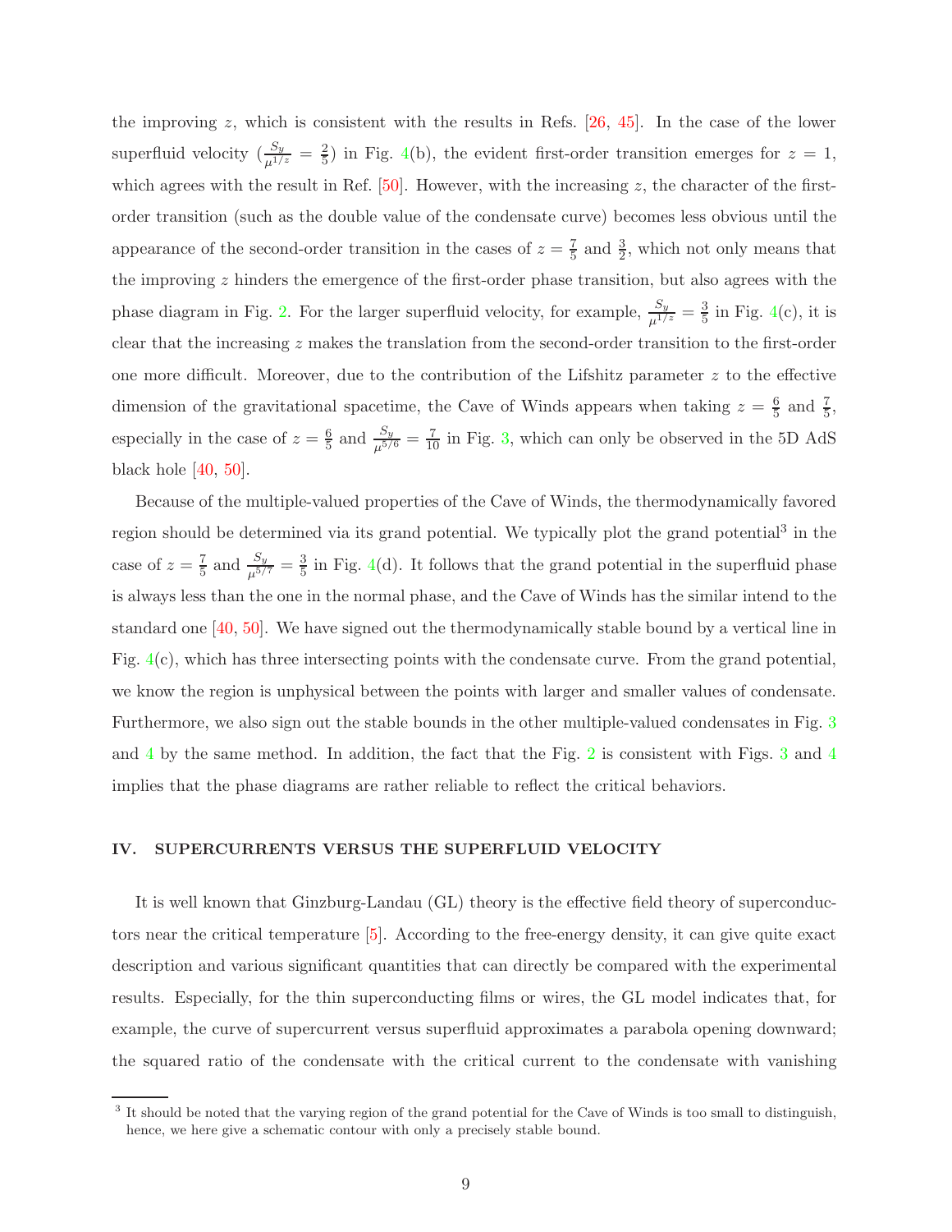the improving $z$, which is consistent with the results in Refs. [26, 45]. In the case of the lower superfluid velocity ($\frac{S_y}{\mu^{1/z}} = \frac{2}{5}$) in Fig. 4(b), the evident first-order transition emerges for $z = 1$, which agrees with the result in Ref. [50]. However, with the increasing $z$, the character of the first-order transition (such as the double value of the condensate curve) becomes less obvious until the appearance of the second-order transition in the cases of $z = \frac{7}{5}$ and $\frac{3}{2}$, which not only means that the improving $z$ hinders the emergence of the first-order phase transition, but also agrees with the phase diagram in Fig. 2. For the larger superfluid velocity, for example, $\frac{S_y}{\mu^{1/z}} = \frac{3}{5}$ in Fig. 4(c), it is clear that the increasing $z$ makes the translation from the second-order transition to the first-order one more difficult. Moreover, due to the contribution of the Lifshitz parameter $z$ to the effective dimension of the gravitational spacetime, the Cave of Winds appears when taking $z = \frac{6}{5}$ and $\frac{7}{5}$, especially in the case of $z = \frac{6}{5}$ and $\frac{S_y}{\mu^{5/6}} = \frac{7}{10}$ in Fig. 3, which can only be observed in the 5D AdS black hole [40, 50].

Because of the multiple-valued properties of the Cave of Winds, the thermodynamically favored region should be determined via its grand potential. We typically plot the grand potential[3] in the case of $z = \frac{7}{5}$ and $\frac{S_y}{\mu^{5/7}} = \frac{3}{5}$ in Fig. 4(d). It follows that the grand potential in the superfluid phase is always less than the one in the normal phase, and the Cave of Winds has the similar intend to the standard one [40, 50]. We have signed out the thermodynamically stable bound by a vertical line in Fig. 4(c), which has three intersecting points with the condensate curve. From the grand potential, we know the region is unphysical between the points with larger and smaller values of condensate. Furthermore, we also sign out the stable bounds in the other multiple-valued condensates in Fig. 3 and 4 by the same method. In addition, the fact that the Fig. 2 is consistent with Figs. 3 and 4 implies that the phase diagrams are rather reliable to reflect the critical behaviors.

## IV. SUPERCURRENTS VERSUS THE SUPERFLUID VELOCITY

It is well known that Ginzburg-Landau (GL) theory is the effective field theory of superconductors near the critical temperature [5]. According to the free-energy density, it can give quite exact description and various significant quantities that can directly be compared with the experimental results. Especially, for the thin superconducting films or wires, the GL model indicates that, for example, the curve of supercurrent versus superfluid approximates a parabola opening downward; the squared ratio of the condensate with the critical current to the condensate with vanishing

[3] It should be noted that the varying region of the grand potential for the Cave of Winds is too small to distinguish, hence, we here give a schematic contour with only a precisely stable bound.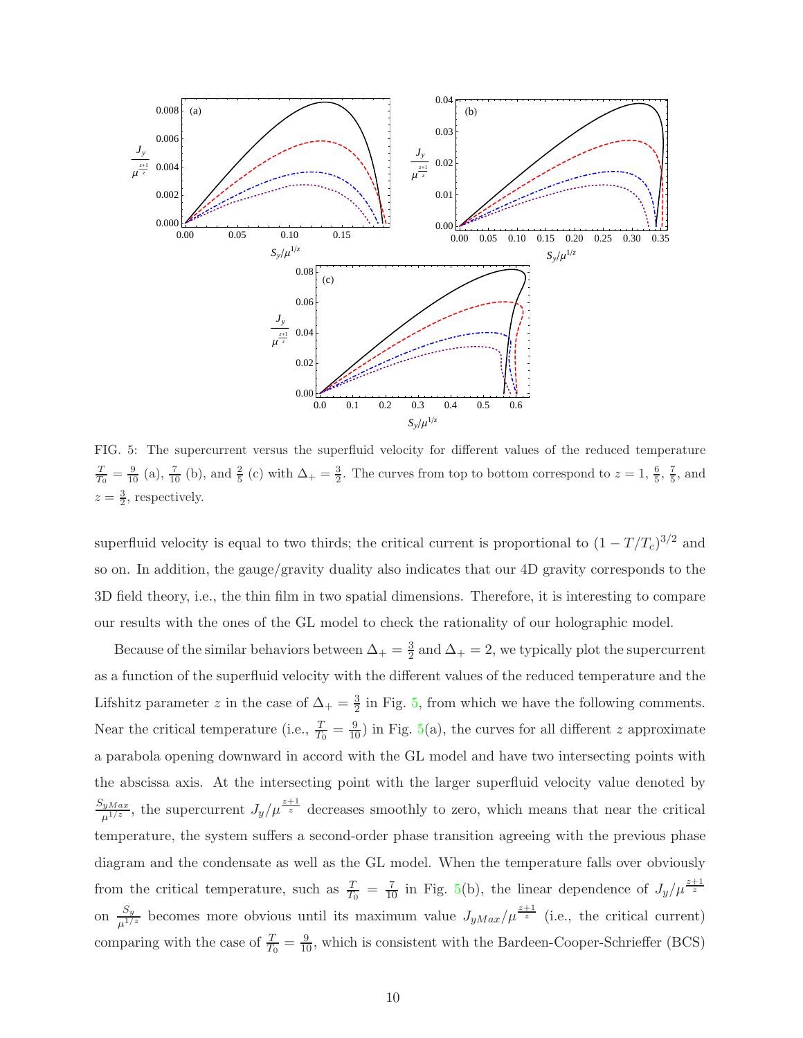FIG. 5: The supercurrent versus the superfluid velocity for different values of the reduced temperature $\frac{T}{T_0} = \frac{9}{10}$ (a), $\frac{7}{10}$ (b), and $\frac{2}{5}$ (c) with $\Delta_+ = \frac{3}{2}$. The curves from top to bottom correspond to $z = 1$, $\frac{6}{5}$, $\frac{7}{5}$, and $z = \frac{3}{2}$, respectively.

superfluid velocity is equal to two thirds; the critical current is proportional to $(1 - T/T_c)^{3/2}$ and so on. In addition, the gauge/gravity duality also indicates that our 4D gravity corresponds to the 3D field theory, i.e., the thin film in two spatial dimensions. Therefore, it is interesting to compare our results with the ones of the GL model to check the rationality of our holographic model.

Because of the similar behaviors between $\Delta_+ = \frac{3}{2}$ and $\Delta_+ = 2$, we typically plot the supercurrent as a function of the superfluid velocity with the different values of the reduced temperature and the Lifshitz parameter $z$ in the case of $\Delta_+ = \frac{3}{2}$ in Fig. 5, from which we have the following comments. Near the critical temperature (i.e., $\frac{T}{T_0} = \frac{9}{10}$) in Fig. 5(a), the curves for all different $z$ approximate a parabola opening downward in accord with the GL model and have two intersecting points with the abscissa axis. At the intersecting point with the larger superfluid velocity value denoted by $\frac{S_{yMax}}{\mu^{1/z}}$, the supercurrent $J_y/\mu^{\frac{z+1}{z}}$ decreases smoothly to zero, which means that near the critical temperature, the system suffers a second-order phase transition agreeing with the previous phase diagram and the condensate as well as the GL model. When the temperature falls over obviously from the critical temperature, such as $\frac{T}{T_0} = \frac{7}{10}$ in Fig. 5(b), the linear dependence of $J_y/\mu^{\frac{z+1}{z}}$ on $\frac{S_y}{\mu^{1/z}}$ becomes more obvious until its maximum value $J_{yMax}/\mu^{\frac{z+1}{z}}$ (i.e., the critical current) comparing with the case of $\frac{T}{T_0} = \frac{9}{10}$, which is consistent with the Bardeen-Cooper-Schrieffer (BCS)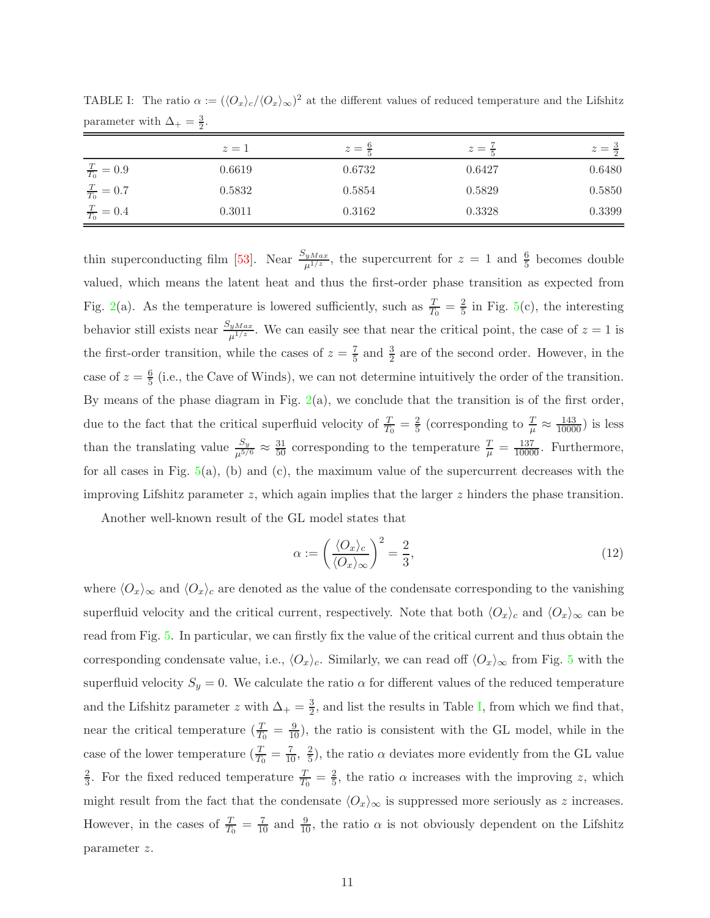TABLE I: The ratio $\alpha := (\langle O_x \rangle_c / \langle O_x \rangle_\infty)^2$ at the different values of reduced temperature and the Lifshitz parameter with $\Delta_+ = \frac{3}{2}$.

| | $z=1$ | $z=\frac{6}{5}$ | $z=\frac{7}{5}$ | $z=\frac{3}{2}$ |
|---|---|---|---|---|
| $\frac{T}{T_0}=0.9$ | 0.6619 | 0.6732 | 0.6427 | 0.6480 |
| $\frac{T}{T_0}=0.7$ | 0.5832 | 0.5854 | 0.5829 | 0.5850 |
| $\frac{T}{T_0}=0.4$ | 0.3011 | 0.3162 | 0.3328 | 0.3399 |

thin superconducting film [53]. Near $\frac{S_{yMax}}{\mu^{1/z}}$, the supercurrent for $z=1$ and $\frac{6}{5}$ becomes double valued, which means the latent heat and thus the first-order phase transition as expected from Fig. 2(a). As the temperature is lowered sufficiently, such as $\frac{T}{T_0} = \frac{2}{5}$ in Fig. 5(c), the interesting behavior still exists near $\frac{S_{yMax}}{\mu^{1/z}}$. We can easily see that near the critical point, the case of $z=1$ is the first-order transition, while the cases of $z=\frac{7}{5}$ and $\frac{3}{2}$ are of the second order. However, in the case of $z=\frac{6}{5}$ (i.e., the Cave of Winds), we can not determine intuitively the order of the transition. By means of the phase diagram in Fig. 2(a), we conclude that the transition is of the first order, due to the fact that the critical superfluid velocity of $\frac{T}{T_0} = \frac{2}{5}$ (corresponding to $\frac{T}{\mu} \approx \frac{143}{10000}$) is less than the translating value $\frac{S_y}{\mu^{5/6}} \approx \frac{31}{50}$ corresponding to the temperature $\frac{T}{\mu} = \frac{137}{10000}$. Furthermore, for all cases in Fig. 5(a), (b) and (c), the maximum value of the supercurrent decreases with the improving Lifshitz parameter $z$, which again implies that the larger $z$ hinders the phase transition.

Another well-known result of the GL model states that

$$\alpha := \left( \frac{\langle O_x \rangle_c}{\langle O_x \rangle_\infty} \right)^2 = \frac{2}{3}, \tag{12}$$

where $\langle O_x \rangle_\infty$ and $\langle O_x \rangle_c$ are denoted as the value of the condensate corresponding to the vanishing superfluid velocity and the critical current, respectively. Note that both $\langle O_x \rangle_c$ and $\langle O_x \rangle_\infty$ can be read from Fig. 5. In particular, we can firstly fix the value of the critical current and thus obtain the corresponding condensate value, i.e., $\langle O_x \rangle_c$. Similarly, we can read off $\langle O_x \rangle_\infty$ from Fig. 5 with the superfluid velocity $S_y = 0$. We calculate the ratio $\alpha$ for different values of the reduced temperature and the Lifshitz parameter $z$ with $\Delta_+ = \frac{3}{2}$, and list the results in Table I, from which we find that, near the critical temperature ($\frac{T}{T_0} = \frac{9}{10}$), the ratio is consistent with the GL model, while in the case of the lower temperature ($\frac{T}{T_0} = \frac{7}{10}, \frac{2}{5}$), the ratio $\alpha$ deviates more evidently from the GL value $\frac{2}{3}$. For the fixed reduced temperature $\frac{T}{T_0} = \frac{2}{5}$, the ratio $\alpha$ increases with the improving $z$, which might result from the fact that the condensate $\langle O_x \rangle_\infty$ is suppressed more seriously as $z$ increases. However, in the cases of $\frac{T}{T_0} = \frac{7}{10}$ and $\frac{9}{10}$, the ratio $\alpha$ is not obviously dependent on the Lifshitz parameter $z$.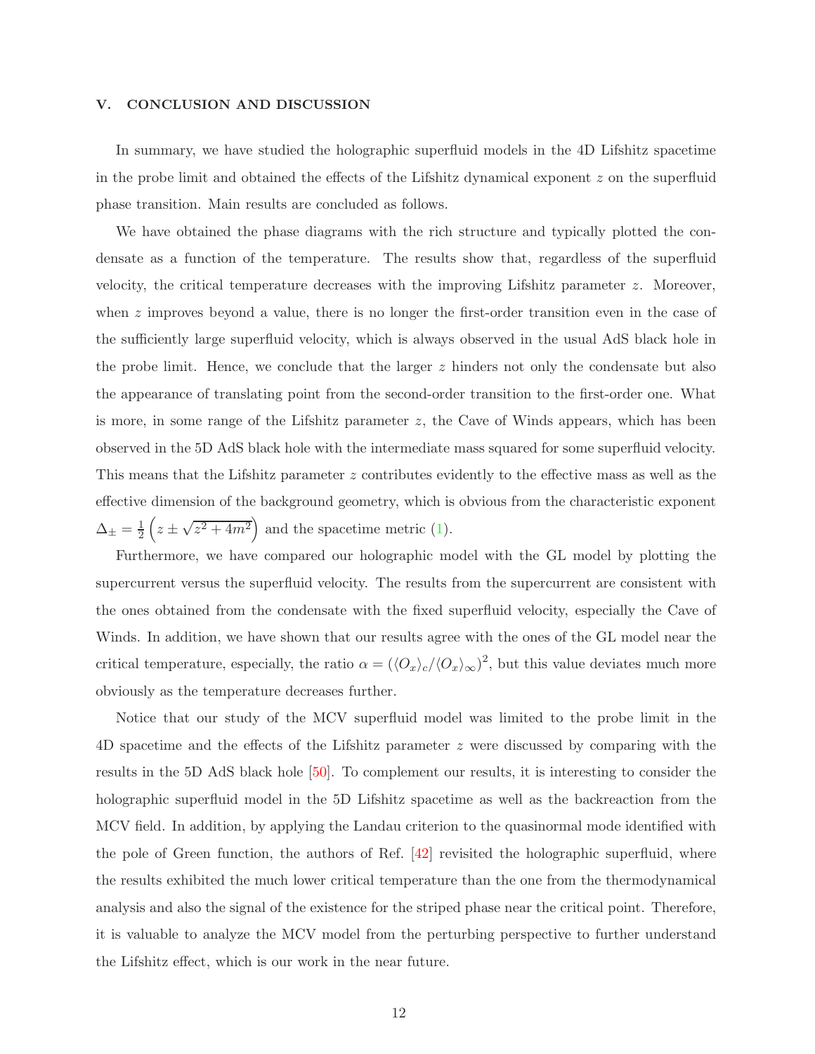## V. CONCLUSION AND DISCUSSION

In summary, we have studied the holographic superfluid models in the 4D Lifshitz spacetime in the probe limit and obtained the effects of the Lifshitz dynamical exponent $z$ on the superfluid phase transition. Main results are concluded as follows.

We have obtained the phase diagrams with the rich structure and typically plotted the condensate as a function of the temperature. The results show that, regardless of the superfluid velocity, the critical temperature decreases with the improving Lifshitz parameter $z$. Moreover, when $z$ improves beyond a value, there is no longer the first-order transition even in the case of the sufficiently large superfluid velocity, which is always observed in the usual AdS black hole in the probe limit. Hence, we conclude that the larger $z$ hinders not only the condensate but also the appearance of translating point from the second-order transition to the first-order one. What is more, in some range of the Lifshitz parameter $z$, the Cave of Winds appears, which has been observed in the 5D AdS black hole with the intermediate mass squared for some superfluid velocity. This means that the Lifshitz parameter $z$ contributes evidently to the effective mass as well as the effective dimension of the background geometry, which is obvious from the characteristic exponent $\Delta_\pm = \frac{1}{2}\left(z \pm \sqrt{z^2+4m^2}\right)$ and the spacetime metric (1).

Furthermore, we have compared our holographic model with the GL model by plotting the supercurrent versus the superfluid velocity. The results from the supercurrent are consistent with the ones obtained from the condensate with the fixed superfluid velocity, especially the Cave of Winds. In addition, we have shown that our results agree with the ones of the GL model near the critical temperature, especially, the ratio $\alpha = \left(\langle O_x \rangle_c / \langle O_x \rangle_\infty\right)^2$, but this value deviates much more obviously as the temperature decreases further.

Notice that our study of the MCV superfluid model was limited to the probe limit in the 4D spacetime and the effects of the Lifshitz parameter $z$ were discussed by comparing with the results in the 5D AdS black hole [50]. To complement our results, it is interesting to consider the holographic superfluid model in the 5D Lifshitz spacetime as well as the backreaction from the MCV field. In addition, by applying the Landau criterion to the quasinormal mode identified with the pole of Green function, the authors of Ref. [42] revisited the holographic superfluid, where the results exhibited the much lower critical temperature than the one from the thermodynamical analysis and also the signal of the existence for the striped phase near the critical point. Therefore, it is valuable to analyze the MCV model from the perturbing perspective to further understand the Lifshitz effect, which is our work in the near future.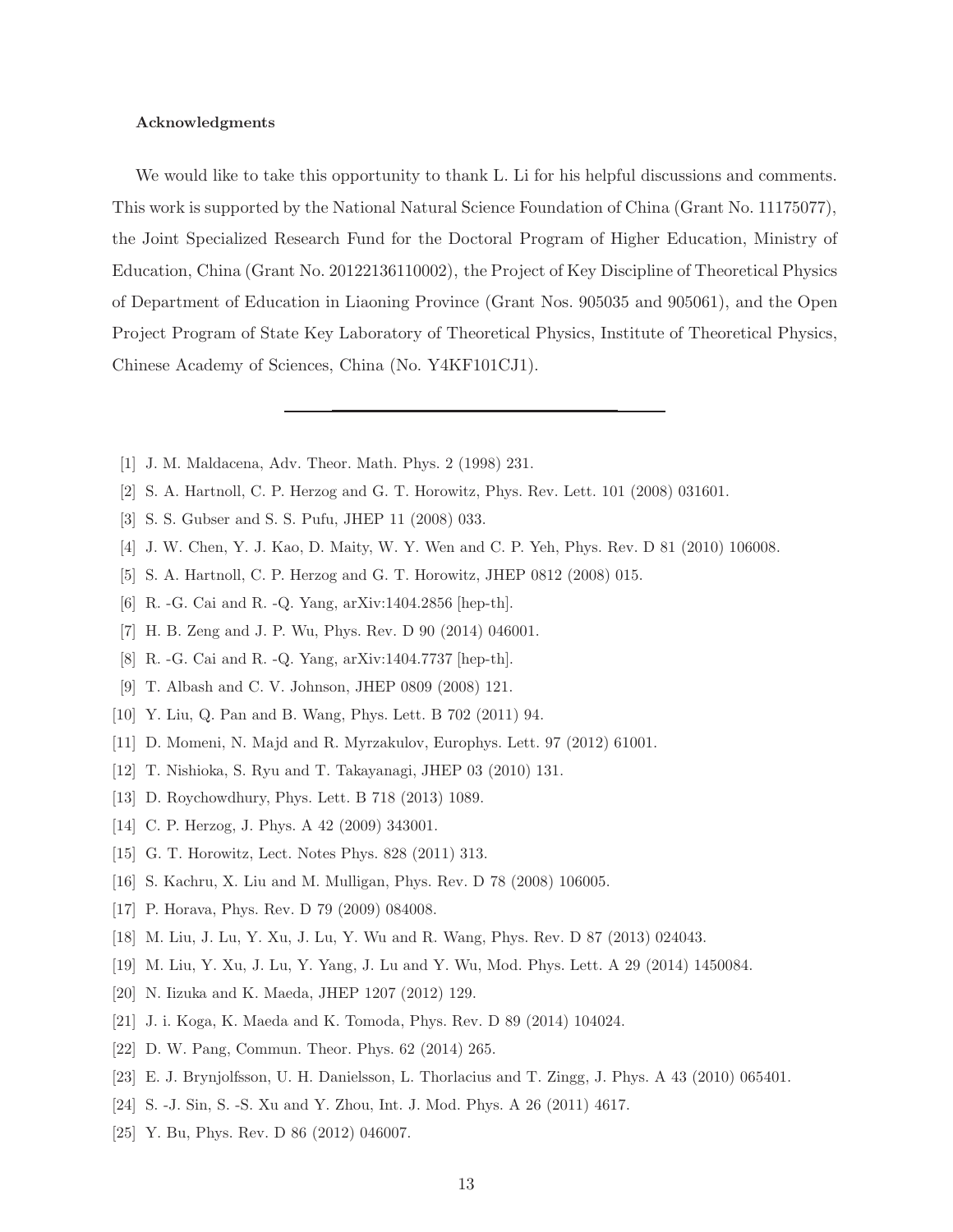### Acknowledgments

We would like to take this opportunity to thank L. Li for his helpful discussions and comments. This work is supported by the National Natural Science Foundation of China (Grant No. 11175077), the Joint Specialized Research Fund for the Doctoral Program of Higher Education, Ministry of Education, China (Grant No. 20122136110002), the Project of Key Discipline of Theoretical Physics of Department of Education in Liaoning Province (Grant Nos. 905035 and 905061), and the Open Project Program of State Key Laboratory of Theoretical Physics, Institute of Theoretical Physics, Chinese Academy of Sciences, China (No. Y4KF101CJ1).

---

[1] J. M. Maldacena, Adv. Theor. Math. Phys. 2 (1998) 231.

[2] S. A. Hartnoll, C. P. Herzog and G. T. Horowitz, Phys. Rev. Lett. 101 (2008) 031601.

[3] S. S. Gubser and S. S. Pufu, JHEP 11 (2008) 033.

[4] J. W. Chen, Y. J. Kao, D. Maity, W. Y. Wen and C. P. Yeh, Phys. Rev. D 81 (2010) 106008.

[5] S. A. Hartnoll, C. P. Herzog and G. T. Horowitz, JHEP 0812 (2008) 015.

[6] R. -G. Cai and R. -Q. Yang, arXiv:1404.2856 [hep-th].

[7] H. B. Zeng and J. P. Wu, Phys. Rev. D 90 (2014) 046001.

[8] R. -G. Cai and R. -Q. Yang, arXiv:1404.7737 [hep-th].

[9] T. Albash and C. V. Johnson, JHEP 0809 (2008) 121.

[10] Y. Liu, Q. Pan and B. Wang, Phys. Lett. B 702 (2011) 94.

[11] D. Momeni, N. Majd and R. Myrzakulov, Europhys. Lett. 97 (2012) 61001.

[12] T. Nishioka, S. Ryu and T. Takayanagi, JHEP 03 (2010) 131.

[13] D. Roychowdhury, Phys. Lett. B 718 (2013) 1089.

[14] C. P. Herzog, J. Phys. A 42 (2009) 343001.

[15] G. T. Horowitz, Lect. Notes Phys. 828 (2011) 313.

[16] S. Kachru, X. Liu and M. Mulligan, Phys. Rev. D 78 (2008) 106005.

[17] P. Horava, Phys. Rev. D 79 (2009) 084008.

[18] M. Liu, J. Lu, Y. Xu, J. Lu, Y. Wu and R. Wang, Phys. Rev. D 87 (2013) 024043.

[19] M. Liu, Y. Xu, J. Lu, Y. Yang, J. Lu and Y. Wu, Mod. Phys. Lett. A 29 (2014) 1450084.

[20] N. Iizuka and K. Maeda, JHEP 1207 (2012) 129.

[21] J. i. Koga, K. Maeda and K. Tomoda, Phys. Rev. D 89 (2014) 104024.

[22] D. W. Pang, Commun. Theor. Phys. 62 (2014) 265.

[23] E. J. Brynjolfsson, U. H. Danielsson, L. Thorlacius and T. Zingg, J. Phys. A 43 (2010) 065401.

[24] S. -J. Sin, S. -S. Xu and Y. Zhou, Int. J. Mod. Phys. A 26 (2011) 4617.

[25] Y. Bu, Phys. Rev. D 86 (2012) 046007.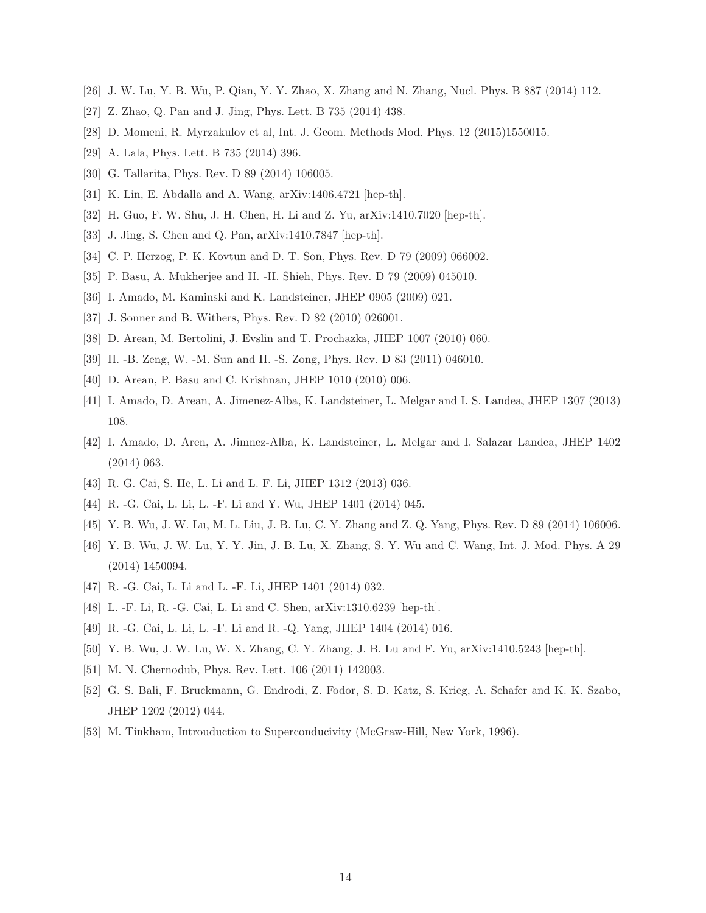[26] J. W. Lu, Y. B. Wu, P. Qian, Y. Y. Zhao, X. Zhang and N. Zhang, Nucl. Phys. B 887 (2014) 112.

[27] Z. Zhao, Q. Pan and J. Jing, Phys. Lett. B 735 (2014) 438.

[28] D. Momeni, R. Myrzakulov et al, Int. J. Geom. Methods Mod. Phys. 12 (2015)1550015.

[29] A. Lala, Phys. Lett. B 735 (2014) 396.

[30] G. Tallarita, Phys. Rev. D 89 (2014) 106005.

[31] K. Lin, E. Abdalla and A. Wang, arXiv:1406.4721 [hep-th].

[32] H. Guo, F. W. Shu, J. H. Chen, H. Li and Z. Yu, arXiv:1410.7020 [hep-th].

[33] J. Jing, S. Chen and Q. Pan, arXiv:1410.7847 [hep-th].

[34] C. P. Herzog, P. K. Kovtun and D. T. Son, Phys. Rev. D 79 (2009) 066002.

[35] P. Basu, A. Mukherjee and H. -H. Shieh, Phys. Rev. D 79 (2009) 045010.

[36] I. Amado, M. Kaminski and K. Landsteiner, JHEP 0905 (2009) 021.

[37] J. Sonner and B. Withers, Phys. Rev. D 82 (2010) 026001.

[38] D. Arean, M. Bertolini, J. Evslin and T. Prochazka, JHEP 1007 (2010) 060.

[39] H. -B. Zeng, W. -M. Sun and H. -S. Zong, Phys. Rev. D 83 (2011) 046010.

[40] D. Arean, P. Basu and C. Krishnan, JHEP 1010 (2010) 006.

[41] I. Amado, D. Arean, A. Jimenez-Alba, K. Landsteiner, L. Melgar and I. S. Landea, JHEP 1307 (2013) 108.

[42] I. Amado, D. Aren, A. Jimnez-Alba, K. Landsteiner, L. Melgar and I. Salazar Landea, JHEP 1402 (2014) 063.

[43] R. G. Cai, S. He, L. Li and L. F. Li, JHEP 1312 (2013) 036.

[44] R. -G. Cai, L. Li, L. -F. Li and Y. Wu, JHEP 1401 (2014) 045.

[45] Y. B. Wu, J. W. Lu, M. L. Liu, J. B. Lu, C. Y. Zhang and Z. Q. Yang, Phys. Rev. D 89 (2014) 106006.

[46] Y. B. Wu, J. W. Lu, Y. Y. Jin, J. B. Lu, X. Zhang, S. Y. Wu and C. Wang, Int. J. Mod. Phys. A 29 (2014) 1450094.

[47] R. -G. Cai, L. Li and L. -F. Li, JHEP 1401 (2014) 032.

[48] L. -F. Li, R. -G. Cai, L. Li and C. Shen, arXiv:1310.6239 [hep-th].

[49] R. -G. Cai, L. Li, L. -F. Li and R. -Q. Yang, JHEP 1404 (2014) 016.

[50] Y. B. Wu, J. W. Lu, W. X. Zhang, C. Y. Zhang, J. B. Lu and F. Yu, arXiv:1410.5243 [hep-th].

[51] M. N. Chernodub, Phys. Rev. Lett. 106 (2011) 142003.

[52] G. S. Bali, F. Bruckmann, G. Endrodi, Z. Fodor, S. D. Katz, S. Krieg, A. Schafer and K. K. Szabo, JHEP 1202 (2012) 044.

[53] M. Tinkham, Introuduction to Superconducivity (McGraw-Hill, New York, 1996).